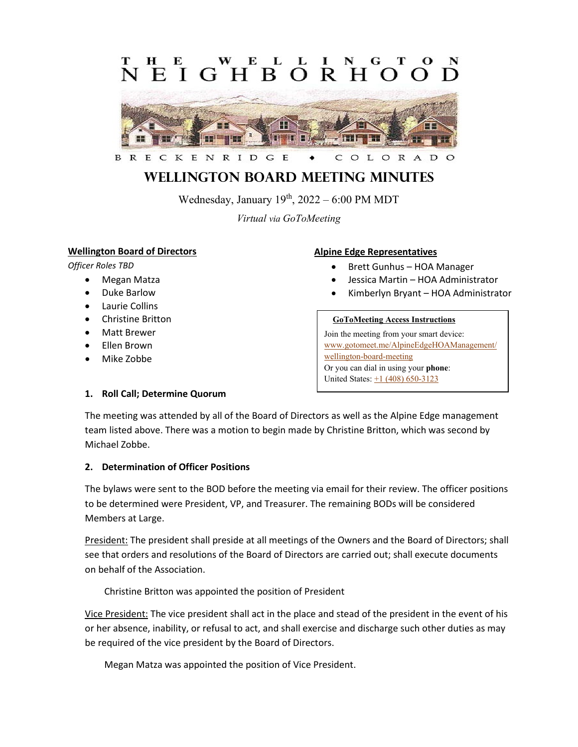THE WELLINGTON NEIGHBORHOOD

BRECKENRIDGE ♦ COLORADO

# WELLINGTON BOARD MEETING MINUTES

Wednesday, January 19th, 2022 – 6:00 PM MDT

*Virtual via GoToMeeting*

**Wellington Board of Directors**

*Officer Roles TBD*

- Megan Matza
- Duke Barlow
- Laurie Collins
- Christine Britton
- Matt Brewer
- Ellen Brown
- Mike Zobbe

**Alpine Edge Representatives**

- Brett Gunhus – HOA Manager
- Jessica Martin – HOA Administrator
- Kimberlyn Bryant – HOA Administrator

**GoToMeeting Access Instructions**

Join the meeting from your smart device: www.gotomeet.me/AlpineEdgeHOAManagement/wellington-board-meeting

Or you can dial in using your **phone**:
United States: +1 (408) 650-3123

### 1. Roll Call; Determine Quorum

The meeting was attended by all of the Board of Directors as well as the Alpine Edge management team listed above. There was a motion to begin made by Christine Britton, which was second by Michael Zobbe.

### 2. Determination of Officer Positions

The bylaws were sent to the BOD before the meeting via email for their review. The officer positions to be determined were President, VP, and Treasurer. The remaining BODs will be considered Members at Large.

President: The president shall preside at all meetings of the Owners and the Board of Directors; shall see that orders and resolutions of the Board of Directors are carried out; shall execute documents on behalf of the Association.

Christine Britton was appointed the position of President

Vice President: The vice president shall act in the place and stead of the president in the event of his or her absence, inability, or refusal to act, and shall exercise and discharge such other duties as may be required of the vice president by the Board of Directors.

Megan Matza was appointed the position of Vice President.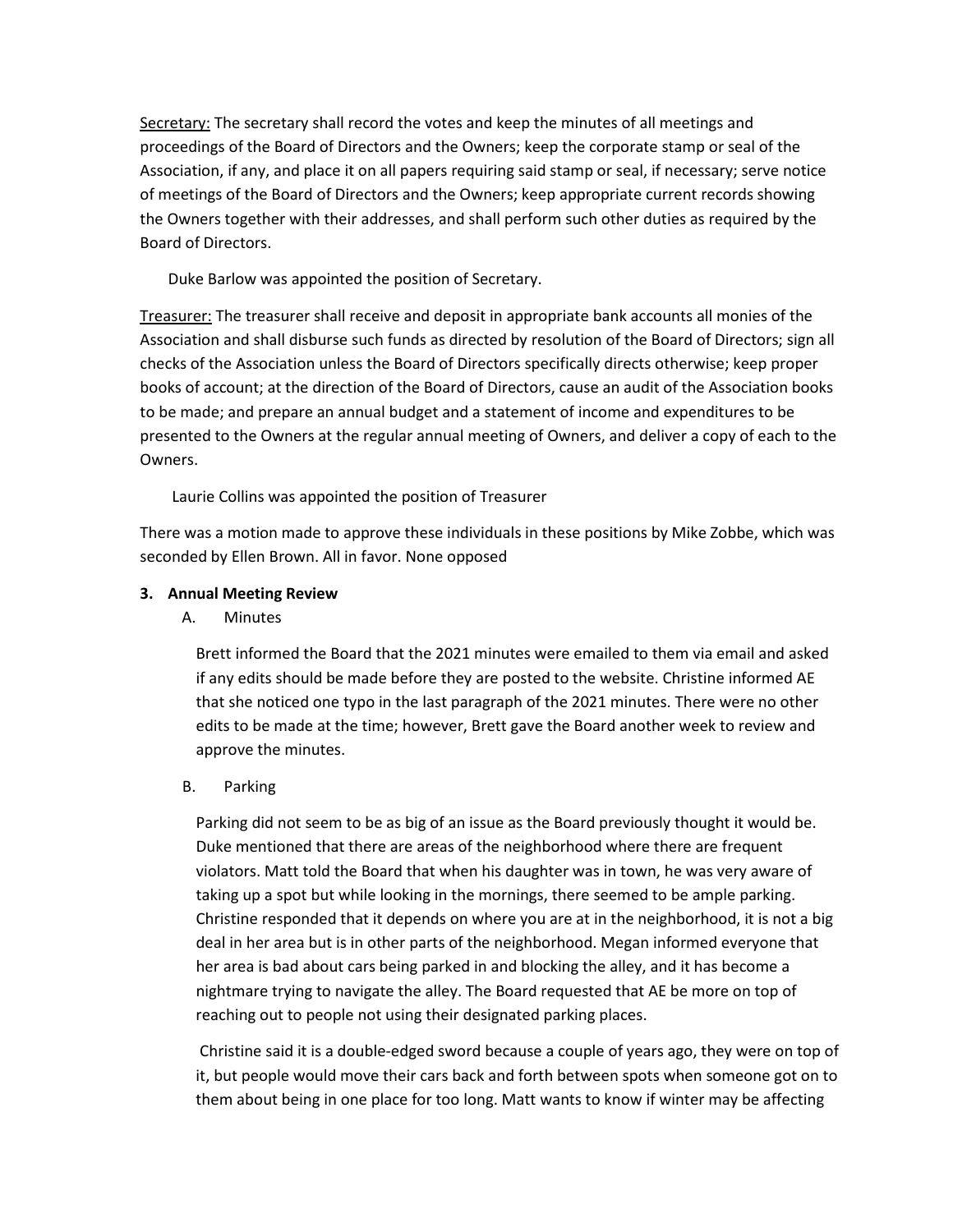<u>Secretary:</u> The secretary shall record the votes and keep the minutes of all meetings and proceedings of the Board of Directors and the Owners; keep the corporate stamp or seal of the Association, if any, and place it on all papers requiring said stamp or seal, if necessary; serve notice of meetings of the Board of Directors and the Owners; keep appropriate current records showing the Owners together with their addresses, and shall perform such other duties as required by the Board of Directors.

Duke Barlow was appointed the position of Secretary.

<u>Treasurer:</u> The treasurer shall receive and deposit in appropriate bank accounts all monies of the Association and shall disburse such funds as directed by resolution of the Board of Directors; sign all checks of the Association unless the Board of Directors specifically directs otherwise; keep proper books of account; at the direction of the Board of Directors, cause an audit of the Association books to be made; and prepare an annual budget and a statement of income and expenditures to be presented to the Owners at the regular annual meeting of Owners, and deliver a copy of each to the Owners.

Laurie Collins was appointed the position of Treasurer

There was a motion made to approve these individuals in these positions by Mike Zobbe, which was seconded by Ellen Brown. All in favor. None opposed

**3. Annual Meeting Review**

A. Minutes

Brett informed the Board that the 2021 minutes were emailed to them via email and asked if any edits should be made before they are posted to the website. Christine informed AE that she noticed one typo in the last paragraph of the 2021 minutes. There were no other edits to be made at the time; however, Brett gave the Board another week to review and approve the minutes.

B. Parking

Parking did not seem to be as big of an issue as the Board previously thought it would be. Duke mentioned that there are areas of the neighborhood where there are frequent violators. Matt told the Board that when his daughter was in town, he was very aware of taking up a spot but while looking in the mornings, there seemed to be ample parking. Christine responded that it depends on where you are at in the neighborhood, it is not a big deal in her area but is in other parts of the neighborhood. Megan informed everyone that her area is bad about cars being parked in and blocking the alley, and it has become a nightmare trying to navigate the alley. The Board requested that AE be more on top of reaching out to people not using their designated parking places.

Christine said it is a double-edged sword because a couple of years ago, they were on top of it, but people would move their cars back and forth between spots when someone got on to them about being in one place for too long. Matt wants to know if winter may be affecting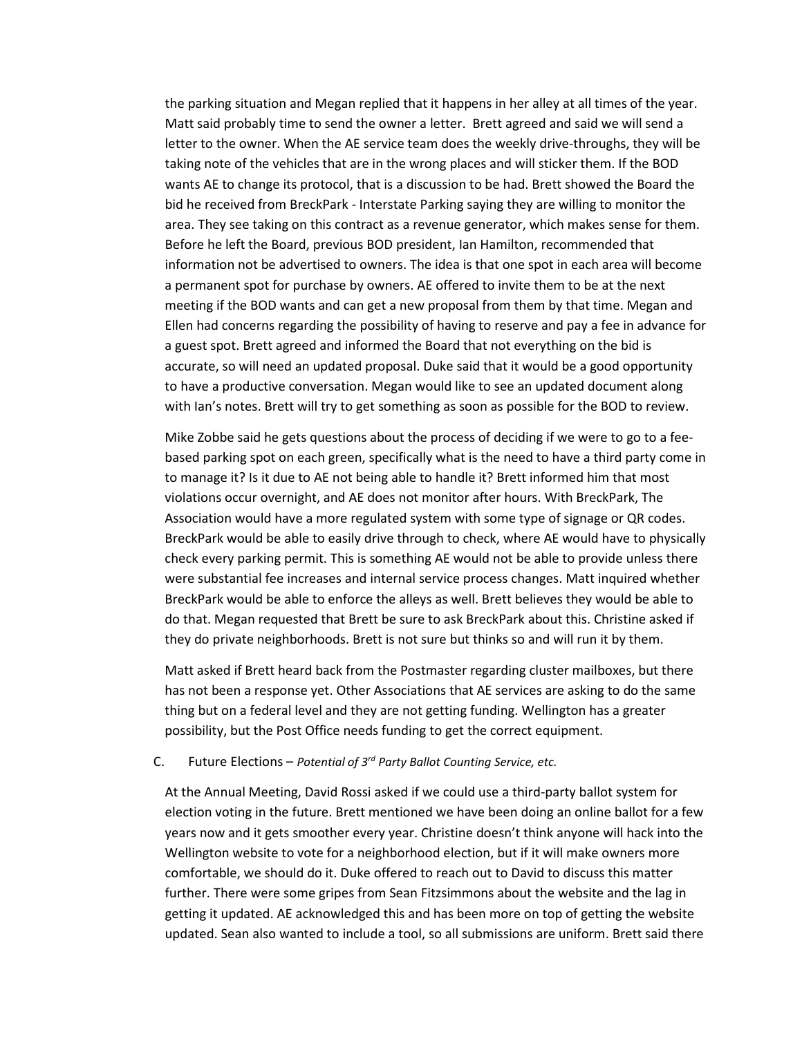the parking situation and Megan replied that it happens in her alley at all times of the year. Matt said probably time to send the owner a letter. Brett agreed and said we will send a letter to the owner. When the AE service team does the weekly drive-throughs, they will be taking note of the vehicles that are in the wrong places and will sticker them. If the BOD wants AE to change its protocol, that is a discussion to be had. Brett showed the Board the bid he received from BreckPark - Interstate Parking saying they are willing to monitor the area. They see taking on this contract as a revenue generator, which makes sense for them. Before he left the Board, previous BOD president, Ian Hamilton, recommended that information not be advertised to owners. The idea is that one spot in each area will become a permanent spot for purchase by owners. AE offered to invite them to be at the next meeting if the BOD wants and can get a new proposal from them by that time. Megan and Ellen had concerns regarding the possibility of having to reserve and pay a fee in advance for a guest spot. Brett agreed and informed the Board that not everything on the bid is accurate, so will need an updated proposal. Duke said that it would be a good opportunity to have a productive conversation. Megan would like to see an updated document along with Ian's notes. Brett will try to get something as soon as possible for the BOD to review.

Mike Zobbe said he gets questions about the process of deciding if we were to go to a fee-based parking spot on each green, specifically what is the need to have a third party come in to manage it? Is it due to AE not being able to handle it? Brett informed him that most violations occur overnight, and AE does not monitor after hours. With BreckPark, The Association would have a more regulated system with some type of signage or QR codes. BreckPark would be able to easily drive through to check, where AE would have to physically check every parking permit. This is something AE would not be able to provide unless there were substantial fee increases and internal service process changes. Matt inquired whether BreckPark would be able to enforce the alleys as well. Brett believes they would be able to do that. Megan requested that Brett be sure to ask BreckPark about this. Christine asked if they do private neighborhoods. Brett is not sure but thinks so and will run it by them.

Matt asked if Brett heard back from the Postmaster regarding cluster mailboxes, but there has not been a response yet. Other Associations that AE services are asking to do the same thing but on a federal level and they are not getting funding. Wellington has a greater possibility, but the Post Office needs funding to get the correct equipment.

C. Future Elections – *Potential of 3rd Party Ballot Counting Service, etc.*

At the Annual Meeting, David Rossi asked if we could use a third-party ballot system for election voting in the future. Brett mentioned we have been doing an online ballot for a few years now and it gets smoother every year. Christine doesn't think anyone will hack into the Wellington website to vote for a neighborhood election, but if it will make owners more comfortable, we should do it. Duke offered to reach out to David to discuss this matter further. There were some gripes from Sean Fitzsimmons about the website and the lag in getting it updated. AE acknowledged this and has been more on top of getting the website updated. Sean also wanted to include a tool, so all submissions are uniform. Brett said there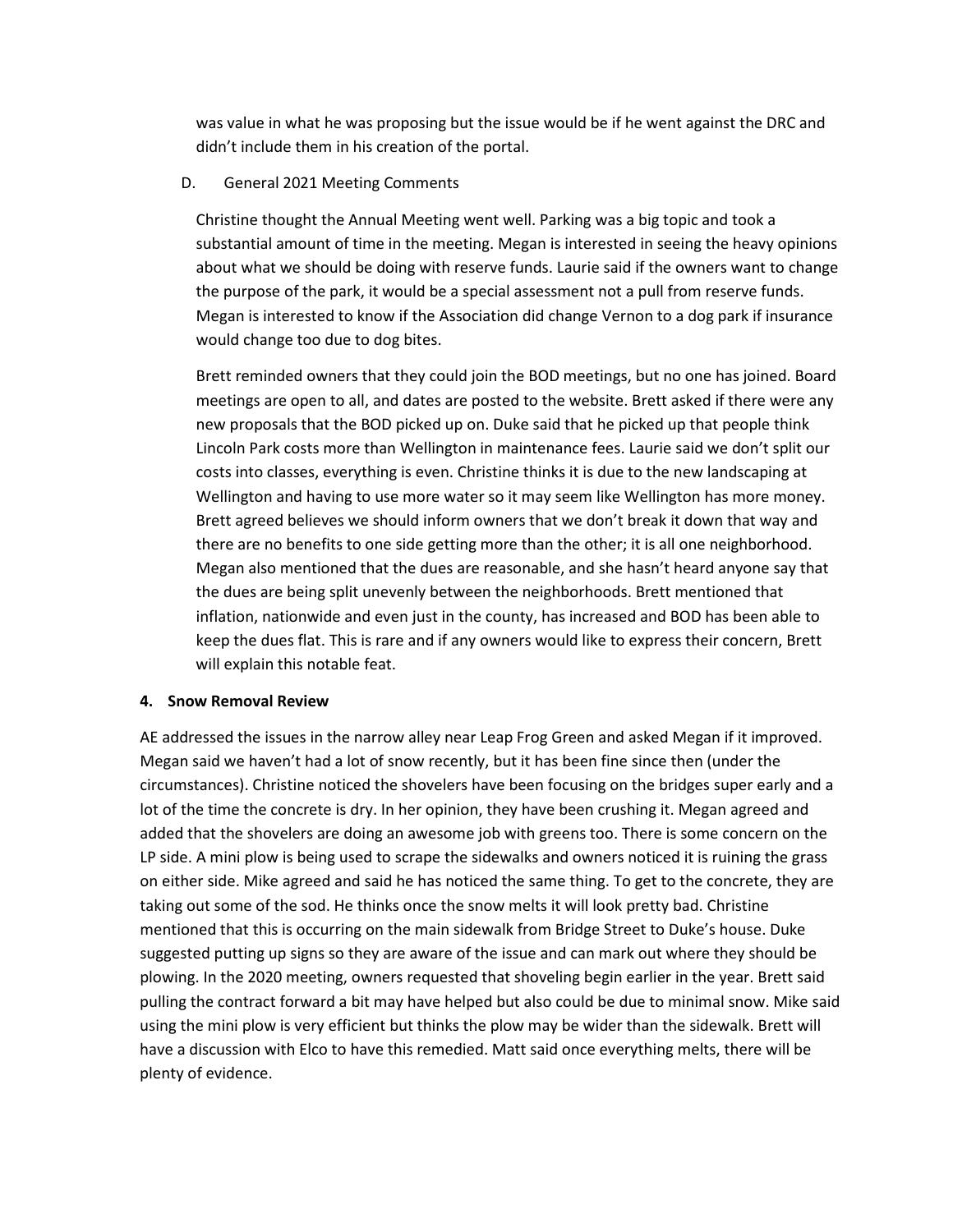was value in what he was proposing but the issue would be if he went against the DRC and didn't include them in his creation of the portal.

D. General 2021 Meeting Comments

Christine thought the Annual Meeting went well. Parking was a big topic and took a substantial amount of time in the meeting. Megan is interested in seeing the heavy opinions about what we should be doing with reserve funds. Laurie said if the owners want to change the purpose of the park, it would be a special assessment not a pull from reserve funds. Megan is interested to know if the Association did change Vernon to a dog park if insurance would change too due to dog bites.

Brett reminded owners that they could join the BOD meetings, but no one has joined. Board meetings are open to all, and dates are posted to the website. Brett asked if there were any new proposals that the BOD picked up on. Duke said that he picked up that people think Lincoln Park costs more than Wellington in maintenance fees. Laurie said we don't split our costs into classes, everything is even. Christine thinks it is due to the new landscaping at Wellington and having to use more water so it may seem like Wellington has more money. Brett agreed believes we should inform owners that we don't break it down that way and there are no benefits to one side getting more than the other; it is all one neighborhood. Megan also mentioned that the dues are reasonable, and she hasn't heard anyone say that the dues are being split unevenly between the neighborhoods. Brett mentioned that inflation, nationwide and even just in the county, has increased and BOD has been able to keep the dues flat. This is rare and if any owners would like to express their concern, Brett will explain this notable feat.

## 4. Snow Removal Review

AE addressed the issues in the narrow alley near Leap Frog Green and asked Megan if it improved. Megan said we haven't had a lot of snow recently, but it has been fine since then (under the circumstances). Christine noticed the shovelers have been focusing on the bridges super early and a lot of the time the concrete is dry. In her opinion, they have been crushing it. Megan agreed and added that the shovelers are doing an awesome job with greens too. There is some concern on the LP side. A mini plow is being used to scrape the sidewalks and owners noticed it is ruining the grass on either side. Mike agreed and said he has noticed the same thing. To get to the concrete, they are taking out some of the sod. He thinks once the snow melts it will look pretty bad. Christine mentioned that this is occurring on the main sidewalk from Bridge Street to Duke's house. Duke suggested putting up signs so they are aware of the issue and can mark out where they should be plowing. In the 2020 meeting, owners requested that shoveling begin earlier in the year. Brett said pulling the contract forward a bit may have helped but also could be due to minimal snow. Mike said using the mini plow is very efficient but thinks the plow may be wider than the sidewalk. Brett will have a discussion with Elco to have this remedied. Matt said once everything melts, there will be plenty of evidence.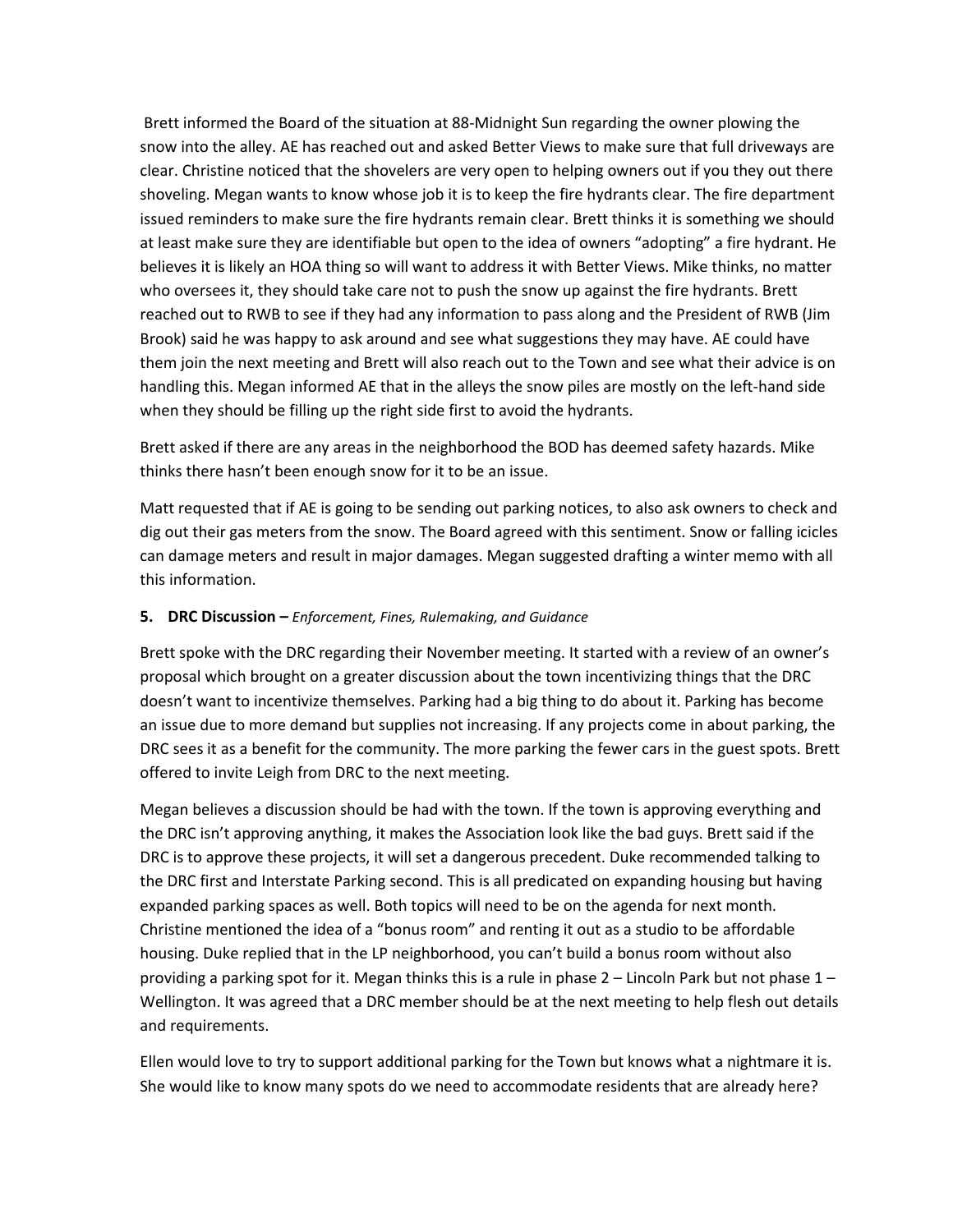Brett informed the Board of the situation at 88-Midnight Sun regarding the owner plowing the snow into the alley. AE has reached out and asked Better Views to make sure that full driveways are clear. Christine noticed that the shovelers are very open to helping owners out if you they out there shoveling. Megan wants to know whose job it is to keep the fire hydrants clear. The fire department issued reminders to make sure the fire hydrants remain clear. Brett thinks it is something we should at least make sure they are identifiable but open to the idea of owners "adopting" a fire hydrant. He believes it is likely an HOA thing so will want to address it with Better Views. Mike thinks, no matter who oversees it, they should take care not to push the snow up against the fire hydrants. Brett reached out to RWB to see if they had any information to pass along and the President of RWB (Jim Brook) said he was happy to ask around and see what suggestions they may have. AE could have them join the next meeting and Brett will also reach out to the Town and see what their advice is on handling this. Megan informed AE that in the alleys the snow piles are mostly on the left-hand side when they should be filling up the right side first to avoid the hydrants.

Brett asked if there are any areas in the neighborhood the BOD has deemed safety hazards. Mike thinks there hasn't been enough snow for it to be an issue.

Matt requested that if AE is going to be sending out parking notices, to also ask owners to check and dig out their gas meters from the snow. The Board agreed with this sentiment. Snow or falling icicles can damage meters and result in major damages. Megan suggested drafting a winter memo with all this information.

**5. DRC Discussion –** *Enforcement, Fines, Rulemaking, and Guidance*

Brett spoke with the DRC regarding their November meeting. It started with a review of an owner's proposal which brought on a greater discussion about the town incentivizing things that the DRC doesn't want to incentivize themselves. Parking had a big thing to do about it. Parking has become an issue due to more demand but supplies not increasing. If any projects come in about parking, the DRC sees it as a benefit for the community. The more parking the fewer cars in the guest spots. Brett offered to invite Leigh from DRC to the next meeting.

Megan believes a discussion should be had with the town. If the town is approving everything and the DRC isn't approving anything, it makes the Association look like the bad guys. Brett said if the DRC is to approve these projects, it will set a dangerous precedent. Duke recommended talking to the DRC first and Interstate Parking second. This is all predicated on expanding housing but having expanded parking spaces as well. Both topics will need to be on the agenda for next month. Christine mentioned the idea of a "bonus room" and renting it out as a studio to be affordable housing. Duke replied that in the LP neighborhood, you can't build a bonus room without also providing a parking spot for it. Megan thinks this is a rule in phase 2 – Lincoln Park but not phase 1 – Wellington. It was agreed that a DRC member should be at the next meeting to help flesh out details and requirements.

Ellen would love to try to support additional parking for the Town but knows what a nightmare it is. She would like to know many spots do we need to accommodate residents that are already here?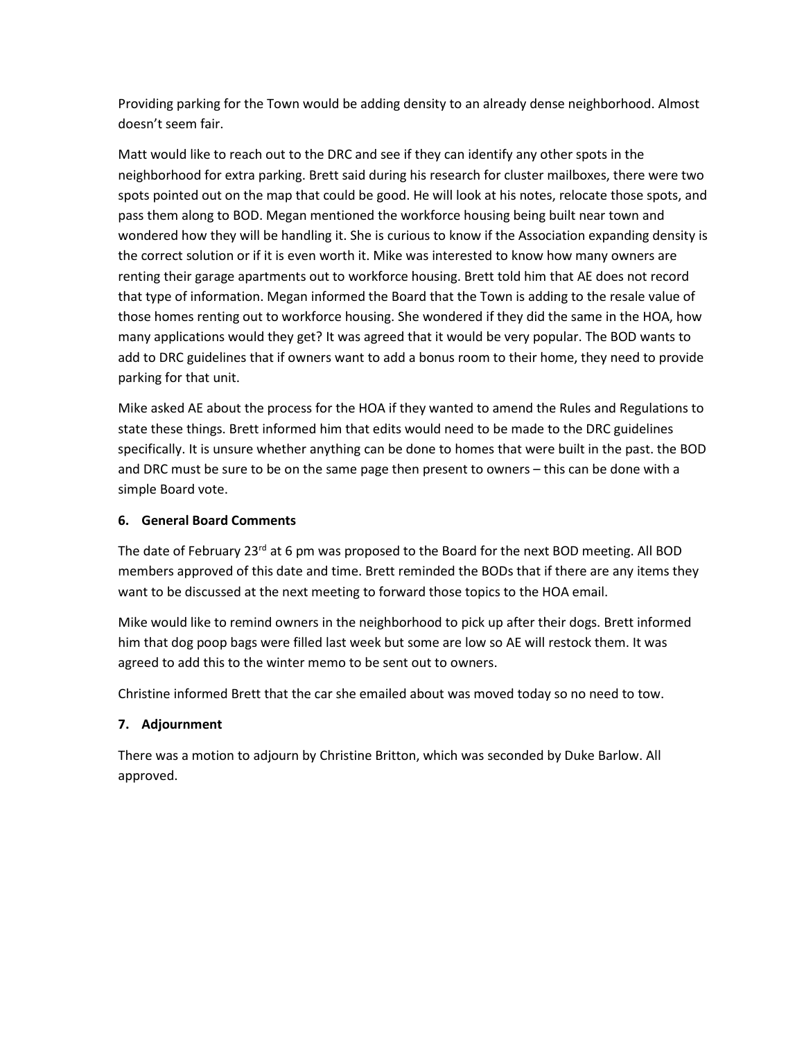Providing parking for the Town would be adding density to an already dense neighborhood. Almost doesn't seem fair.

Matt would like to reach out to the DRC and see if they can identify any other spots in the neighborhood for extra parking. Brett said during his research for cluster mailboxes, there were two spots pointed out on the map that could be good. He will look at his notes, relocate those spots, and pass them along to BOD. Megan mentioned the workforce housing being built near town and wondered how they will be handling it. She is curious to know if the Association expanding density is the correct solution or if it is even worth it. Mike was interested to know how many owners are renting their garage apartments out to workforce housing. Brett told him that AE does not record that type of information. Megan informed the Board that the Town is adding to the resale value of those homes renting out to workforce housing. She wondered if they did the same in the HOA, how many applications would they get? It was agreed that it would be very popular. The BOD wants to add to DRC guidelines that if owners want to add a bonus room to their home, they need to provide parking for that unit.

Mike asked AE about the process for the HOA if they wanted to amend the Rules and Regulations to state these things. Brett informed him that edits would need to be made to the DRC guidelines specifically. It is unsure whether anything can be done to homes that were built in the past. the BOD and DRC must be sure to be on the same page then present to owners – this can be done with a simple Board vote.

### 6. General Board Comments

The date of February 23rd at 6 pm was proposed to the Board for the next BOD meeting. All BOD members approved of this date and time. Brett reminded the BODs that if there are any items they want to be discussed at the next meeting to forward those topics to the HOA email.

Mike would like to remind owners in the neighborhood to pick up after their dogs. Brett informed him that dog poop bags were filled last week but some are low so AE will restock them. It was agreed to add this to the winter memo to be sent out to owners.

Christine informed Brett that the car she emailed about was moved today so no need to tow.

### 7. Adjournment

There was a motion to adjourn by Christine Britton, which was seconded by Duke Barlow. All approved.